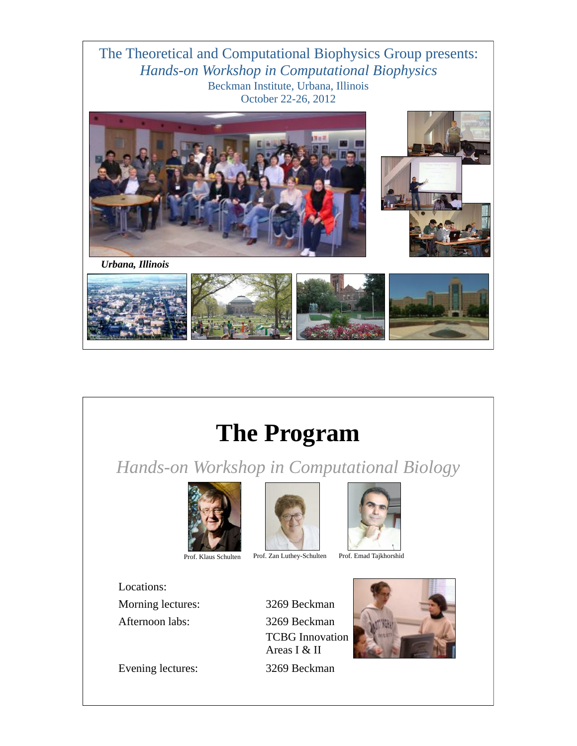The Theoretical and Computational Biophysics Group presents:

*Hands-on Workshop in Computational Biophysics*

Beckman Institute, Urbana, Illinois

October 22-26, 2012

***Urbana, Illinois***

# The Program

*Hands-on Workshop in Computational Biology*

Prof. Klaus Schulten

Prof. Zan Luthey-Schulten

Prof. Emad Tajkhorshid

| Locations: | |
|---|---|
| Morning lectures: | 3269 Beckman |
| Afternoon labs: | 3269 Beckman<br>TCBG Innovation Areas I & II |
| Evening lectures: | 3269 Beckman |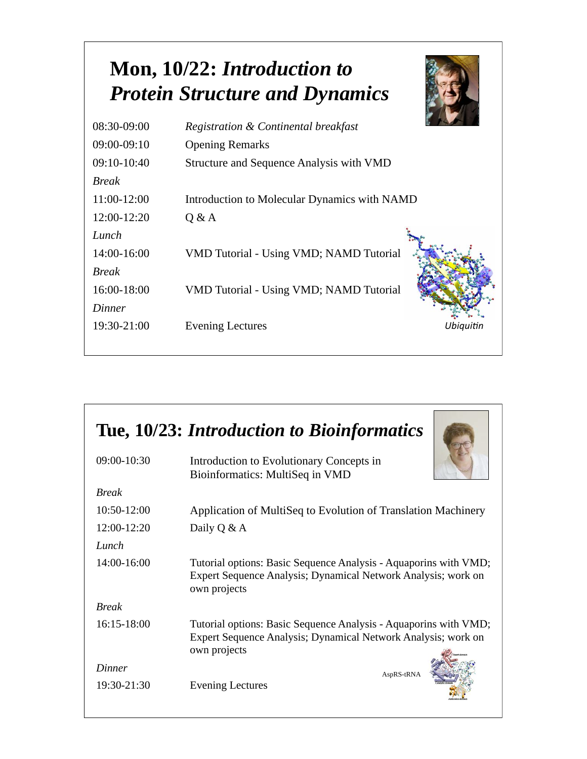## Mon, 10/22: *Introduction to Protein Structure and Dynamics*

| | |
|---|---|
| 08:30-09:00 | *Registration & Continental breakfast* |
| 09:00-09:10 | Opening Remarks |
| 09:10-10:40 | Structure and Sequence Analysis with VMD |
| *Break* | |
| 11:00-12:00 | Introduction to Molecular Dynamics with NAMD |
| 12:00-12:20 | Q & A |
| *Lunch* | |
| 14:00-16:00 | VMD Tutorial - Using VMD; NAMD Tutorial |
| *Break* | |
| 16:00-18:00 | VMD Tutorial - Using VMD; NAMD Tutorial |
| *Dinner* | |
| 19:30-21:00 | Evening Lectures |

*Ubiquitin*

## Tue, 10/23: *Introduction to Bioinformatics*

| | |
|---|---|
| 09:00-10:30 | Introduction to Evolutionary Concepts in Bioinformatics: MultiSeq in VMD |
| *Break* | |
| 10:50-12:00 | Application of MultiSeq to Evolution of Translation Machinery |
| 12:00-12:20 | Daily Q & A |
| *Lunch* | |
| 14:00-16:00 | Tutorial options: Basic Sequence Analysis - Aquaporins with VMD; Expert Sequence Analysis; Dynamical Network Analysis; work on own projects |
| *Break* | |
| 16:15-18:00 | Tutorial options: Basic Sequence Analysis - Aquaporins with VMD; Expert Sequence Analysis; Dynamical Network Analysis; work on own projects |
| *Dinner* | |
| 19:30-21:30 | Evening Lectures |

AspRS-tRNA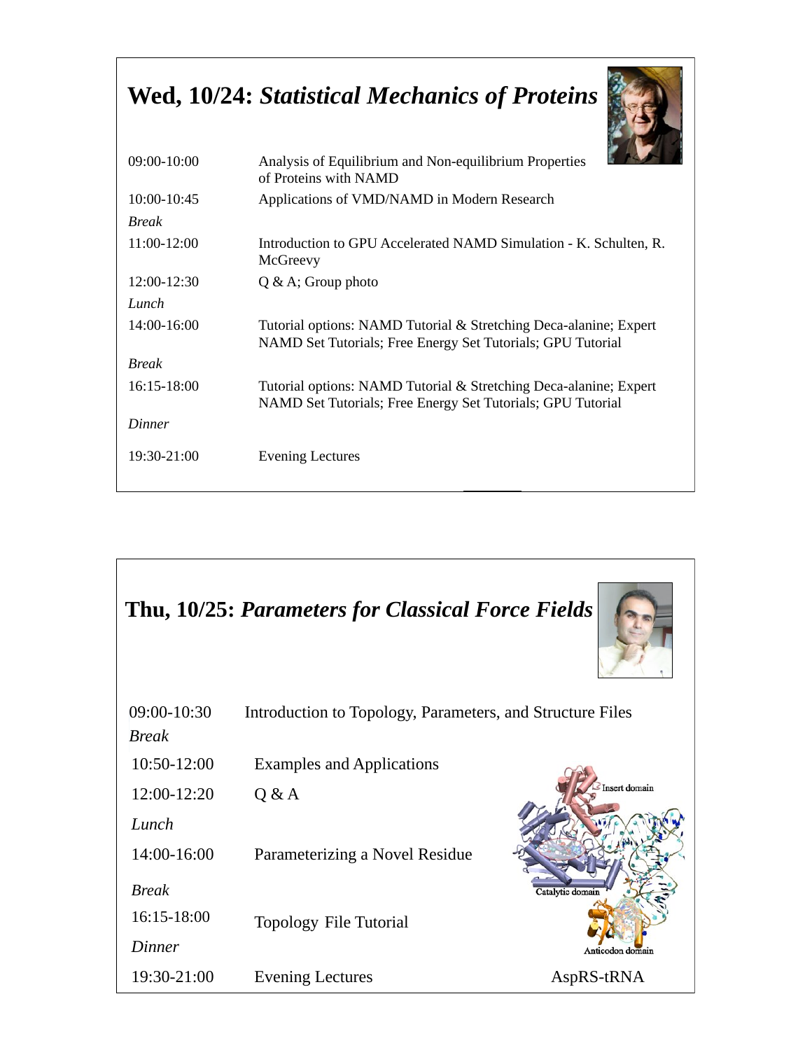## Wed, 10/24: *Statistical Mechanics of Proteins*

| | |
|---|---|
| 09:00-10:00 | Analysis of Equilibrium and Non-equilibrium Properties of Proteins with NAMD |
| 10:00-10:45 | Applications of VMD/NAMD in Modern Research |
| *Break* | |
| 11:00-12:00 | Introduction to GPU Accelerated NAMD Simulation - K. Schulten, R. McGreevy |
| 12:00-12:30 | Q & A; Group photo |
| *Lunch* | |
| 14:00-16:00 | Tutorial options: NAMD Tutorial & Stretching Deca-alanine; Expert NAMD Set Tutorials; Free Energy Set Tutorials; GPU Tutorial |
| *Break* | |
| 16:15-18:00 | Tutorial options: NAMD Tutorial & Stretching Deca-alanine; Expert NAMD Set Tutorials; Free Energy Set Tutorials; GPU Tutorial |
| *Dinner* | |
| 19:30-21:00 | Evening Lectures |

## Thu, 10/25: *Parameters for Classical Force Fields*

| | |
|---|---|
| 09:00-10:30 | Introduction to Topology, Parameters, and Structure Files |
| *Break* | |
| 10:50-12:00 | Examples and Applications |
| 12:00-12:20 | Q & A |
| *Lunch* | |
| 14:00-16:00 | Parameterizing a Novel Residue |
| *Break* | |
| 16:15-18:00 | Topology File Tutorial |
| *Dinner* | |
| 19:30-21:00 | Evening Lectures |

Insert domain

Catalytic domain

Anticodon domain

AspRS-tRNA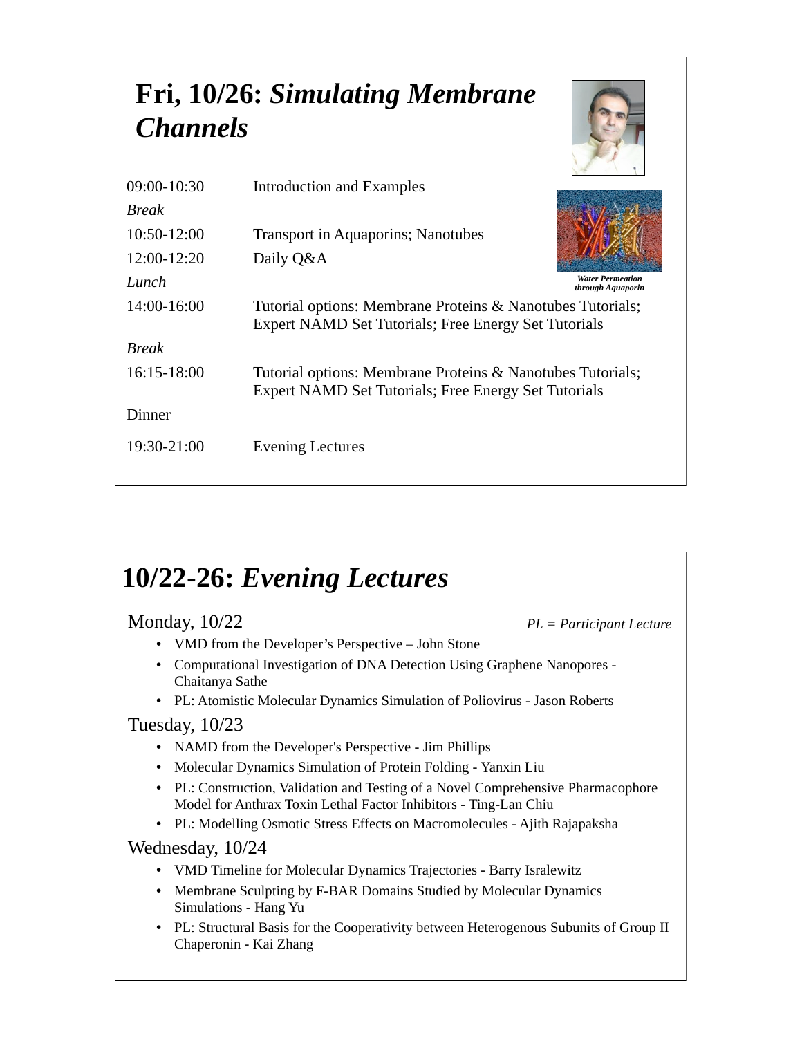# Fri, 10/26: *Simulating Membrane Channels*

| | |
|---|---|
| 09:00-10:30 | Introduction and Examples |
| *Break* | |
| 10:50-12:00 | Transport in Aquaporins; Nanotubes |
| 12:00-12:20 | Daily Q&A |
| *Lunch* | |
| 14:00-16:00 | Tutorial options: Membrane Proteins & Nanotubes Tutorials; Expert NAMD Set Tutorials; Free Energy Set Tutorials |
| *Break* | |
| 16:15-18:00 | Tutorial options: Membrane Proteins & Nanotubes Tutorials; Expert NAMD Set Tutorials; Free Energy Set Tutorials |
| Dinner | |
| 19:30-21:00 | Evening Lectures |

***Water Permeation through Aquaporin***

# 10/22-26: *Evening Lectures*

*PL = Participant Lecture*

## Monday, 10/22

- VMD from the Developer's Perspective – John Stone
- Computational Investigation of DNA Detection Using Graphene Nanopores - Chaitanya Sathe
- PL: Atomistic Molecular Dynamics Simulation of Poliovirus - Jason Roberts

## Tuesday, 10/23

- NAMD from the Developer's Perspective - Jim Phillips
- Molecular Dynamics Simulation of Protein Folding - Yanxin Liu
- PL: Construction, Validation and Testing of a Novel Comprehensive Pharmacophore Model for Anthrax Toxin Lethal Factor Inhibitors - Ting-Lan Chiu
- PL: Modelling Osmotic Stress Effects on Macromolecules - Ajith Rajapaksha

## Wednesday, 10/24

- VMD Timeline for Molecular Dynamics Trajectories - Barry Isralewitz
- Membrane Sculpting by F-BAR Domains Studied by Molecular Dynamics Simulations - Hang Yu
- PL: Structural Basis for the Cooperativity between Heterogenous Subunits of Group II Chaperonin - Kai Zhang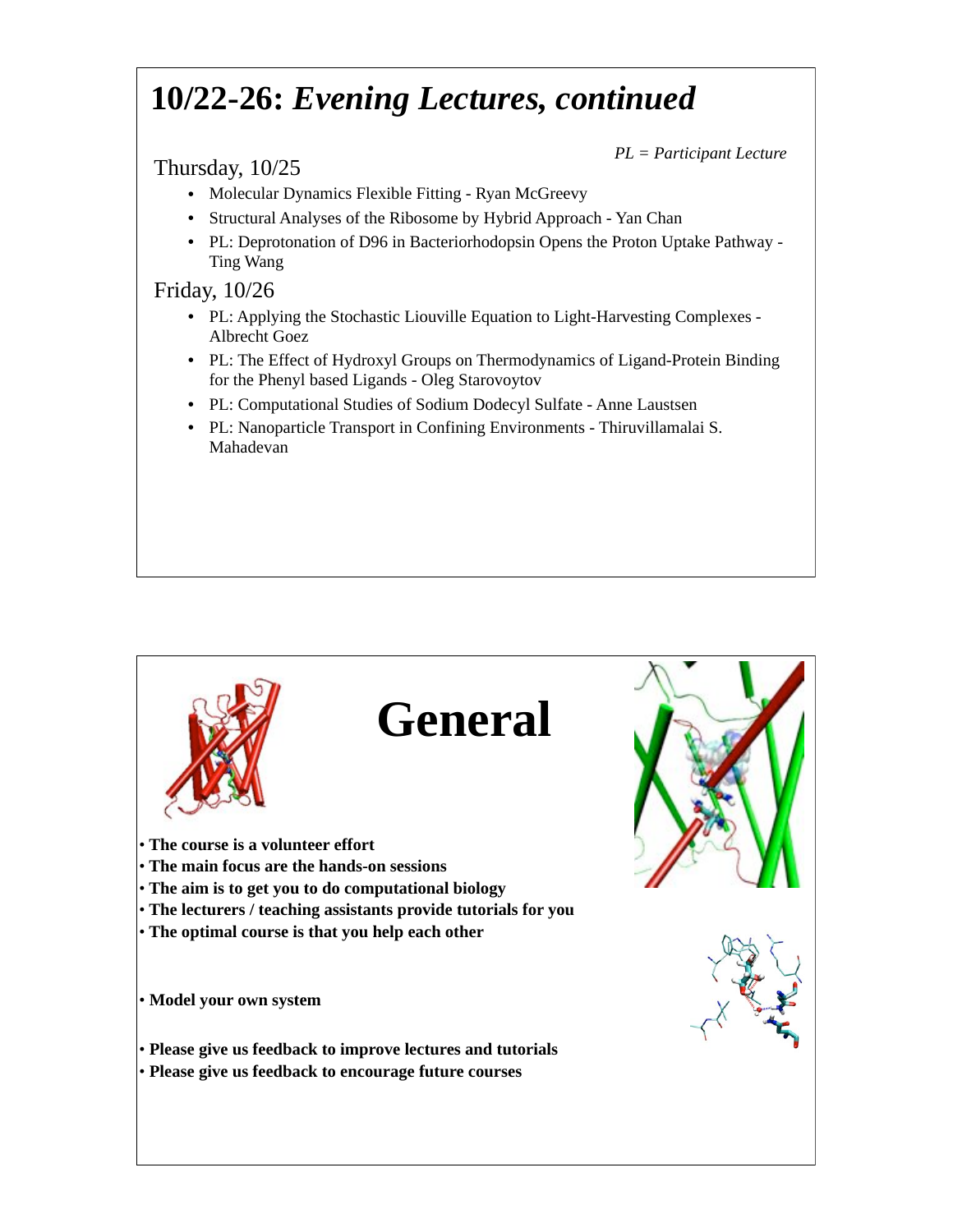# 10/22-26: *Evening Lectures, continued*

*PL = Participant Lecture*

Thursday, 10/25

- Molecular Dynamics Flexible Fitting - Ryan McGreevy
- Structural Analyses of the Ribosome by Hybrid Approach - Yan Chan
- PL: Deprotonation of D96 in Bacteriorhodopsin Opens the Proton Uptake Pathway - Ting Wang

Friday, 10/26

- PL: Applying the Stochastic Liouville Equation to Light-Harvesting Complexes - Albrecht Goez
- PL: The Effect of Hydroxyl Groups on Thermodynamics of Ligand-Protein Binding for the Phenyl based Ligands - Oleg Starovoytov
- PL: Computational Studies of Sodium Dodecyl Sulfate - Anne Laustsen
- PL: Nanoparticle Transport in Confining Environments - Thiruvillamalai S. Mahadevan

# General

- **The course is a volunteer effort**
- **The main focus are the hands-on sessions**
- **The aim is to get you to do computational biology**
- **The lecturers / teaching assistants provide tutorials for you**
- **The optimal course is that you help each other**

- **Model your own system**

- **Please give us feedback to improve lectures and tutorials**
- **Please give us feedback to encourage future courses**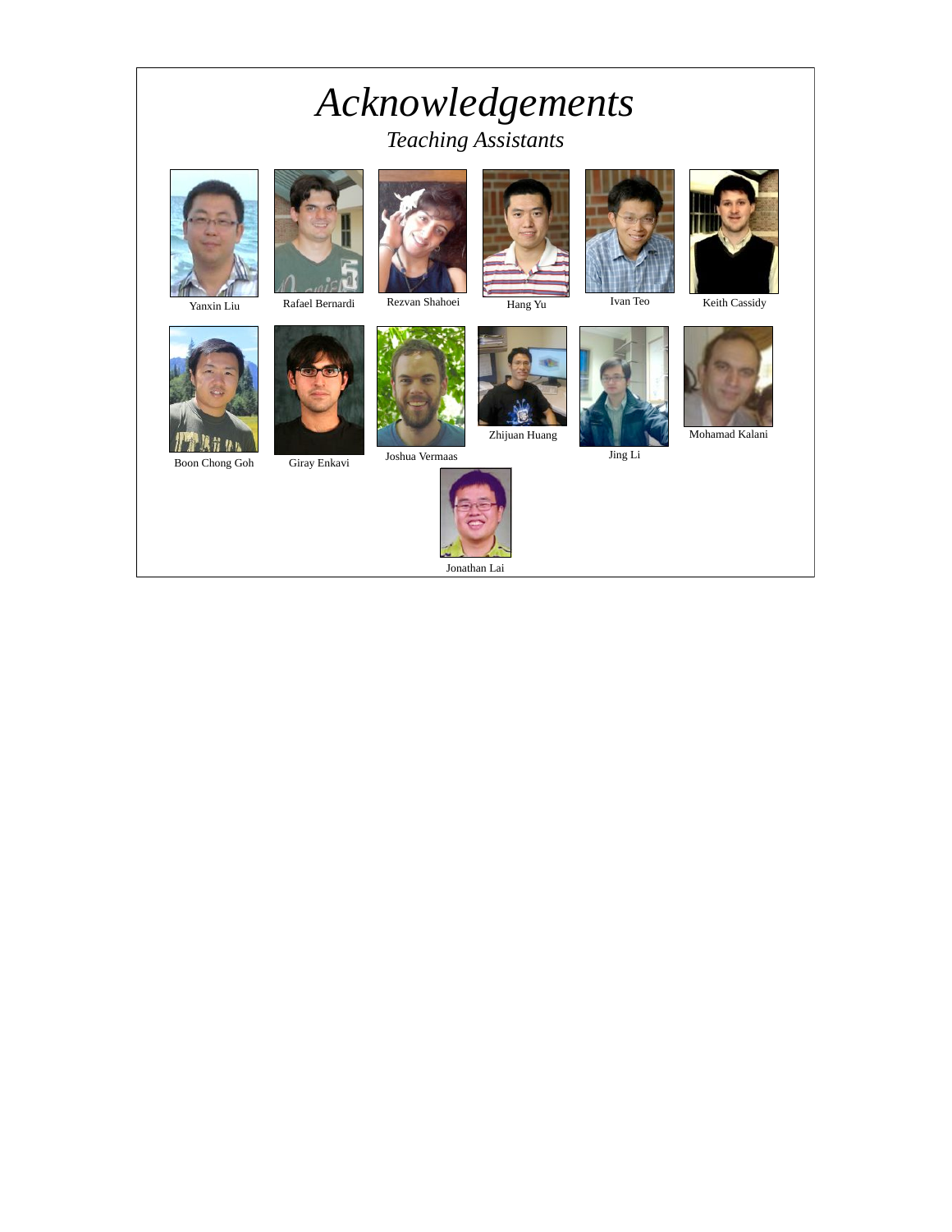# *Acknowledgements*

## *Teaching Assistants*

Yanxin Liu

Rafael Bernardi

Rezvan Shahoei

Hang Yu

Ivan Teo

Keith Cassidy

Boon Chong Goh

Giray Enkavi

Joshua Vermaas

Zhijuan Huang

Jing Li

Mohamad Kalani

Jonathan Lai